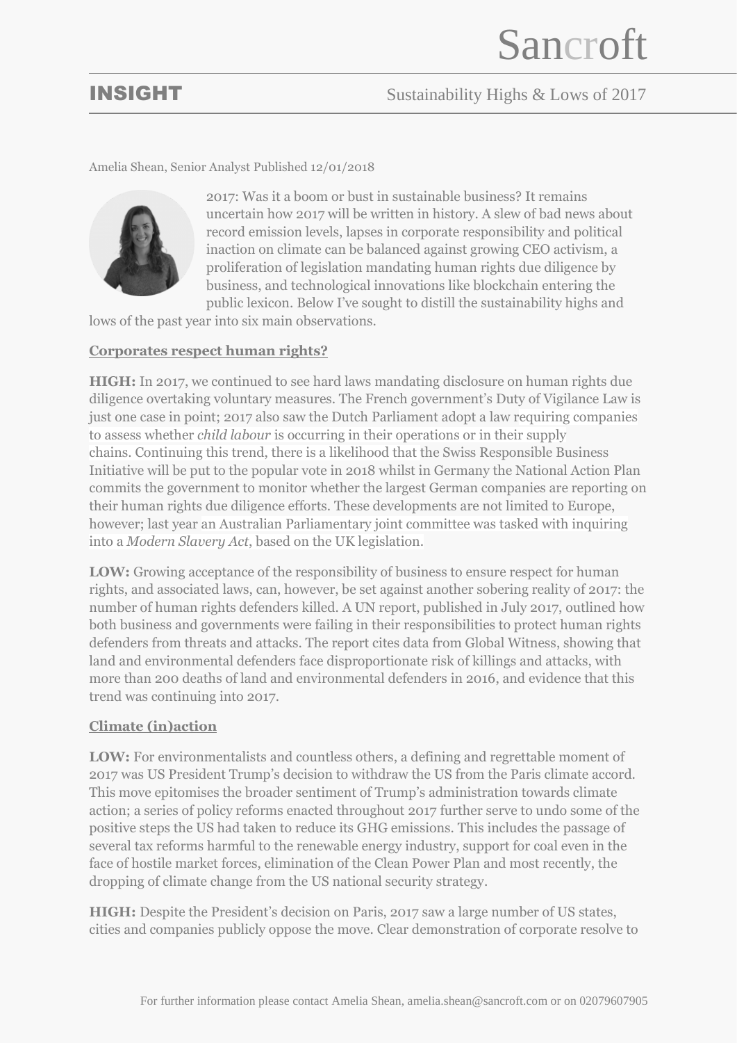Sancroft

**INSIGHT** Sustainability Highs & Lows of 2017

Amelia Shean, Senior Analyst Published 12/01/2018

2017: Was it a boom or bust in sustainable business? It remains uncertain how 2017 will be written in history. A slew of bad news about record emission levels, lapses in corporate responsibility and political inaction on climate can be balanced against growing CEO activism, a proliferation of legislation mandating human rights due diligence by business, and technological innovations like blockchain entering the public lexicon. Below I've sought to distill the sustainability highs and lows of the past year into six main observations.

**Corporates respect human rights?**

**HIGH:** In 2017, we continued to see hard laws mandating disclosure on human rights due diligence overtaking voluntary measures. The French government's Duty of Vigilance Law is just one case in point; 2017 also saw the Dutch Parliament adopt a law requiring companies to assess whether *child labour* is occurring in their operations or in their supply chains. Continuing this trend, there is a likelihood that the Swiss Responsible Business Initiative will be put to the popular vote in 2018 whilst in Germany the National Action Plan commits the government to monitor whether the largest German companies are reporting on their human rights due diligence efforts. These developments are not limited to Europe, however; last year an Australian Parliamentary joint committee was tasked with inquiring into a *Modern Slavery Act*, based on the UK legislation.

**LOW:** Growing acceptance of the responsibility of business to ensure respect for human rights, and associated laws, can, however, be set against another sobering reality of 2017: the number of human rights defenders killed. A UN report, published in July 2017, outlined how both business and governments were failing in their responsibilities to protect human rights defenders from threats and attacks. The report cites data from Global Witness, showing that land and environmental defenders face disproportionate risk of killings and attacks, with more than 200 deaths of land and environmental defenders in 2016, and evidence that this trend was continuing into 2017.

**Climate (in)action**

**LOW:** For environmentalists and countless others, a defining and regrettable moment of 2017 was US President Trump's decision to withdraw the US from the Paris climate accord. This move epitomises the broader sentiment of Trump's administration towards climate action; a series of policy reforms enacted throughout 2017 further serve to undo some of the positive steps the US had taken to reduce its GHG emissions. This includes the passage of several tax reforms harmful to the renewable energy industry, support for coal even in the face of hostile market forces, elimination of the Clean Power Plan and most recently, the dropping of climate change from the US national security strategy.

**HIGH:** Despite the President's decision on Paris, 2017 saw a large number of US states, cities and companies publicly oppose the move. Clear demonstration of corporate resolve to

For further information please contact Amelia Shean, amelia.shean@sancroft.com or on 02079607905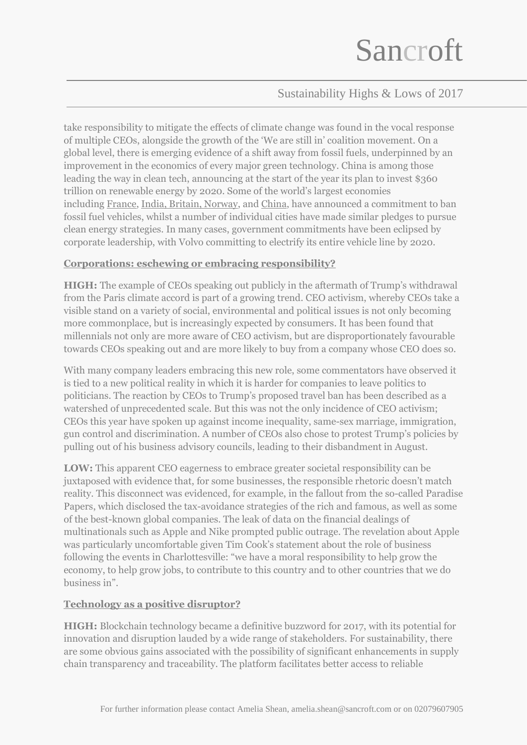take responsibility to mitigate the effects of climate change was found in the vocal response of multiple CEOs, alongside the growth of the 'We are still in' coalition movement. On a global level, there is emerging evidence of a shift away from fossil fuels, underpinned by an improvement in the economics of every major green technology. China is among those leading the way in clean tech, announcing at the start of the year its plan to invest $360 trillion on renewable energy by 2020. Some of the world's largest economies including France, India, Britain, Norway, and China, have announced a commitment to ban fossil fuel vehicles, whilst a number of individual cities have made similar pledges to pursue clean energy strategies. In many cases, government commitments have been eclipsed by corporate leadership, with Volvo committing to electrify its entire vehicle line by 2020.

## Corporations: eschewing or embracing responsibility?

**HIGH:** The example of CEOs speaking out publicly in the aftermath of Trump's withdrawal from the Paris climate accord is part of a growing trend. CEO activism, whereby CEOs take a visible stand on a variety of social, environmental and political issues is not only becoming more commonplace, but is increasingly expected by consumers. It has been found that millennials not only are more aware of CEO activism, but are disproportionately favourable towards CEOs speaking out and are more likely to buy from a company whose CEO does so.

With many company leaders embracing this new role, some commentators have observed it is tied to a new political reality in which it is harder for companies to leave politics to politicians. The reaction by CEOs to Trump's proposed travel ban has been described as a watershed of unprecedented scale. But this was not the only incidence of CEO activism; CEOs this year have spoken up against income inequality, same-sex marriage, immigration, gun control and discrimination. A number of CEOs also chose to protest Trump's policies by pulling out of his business advisory councils, leading to their disbandment in August.

**LOW:** This apparent CEO eagerness to embrace greater societal responsibility can be juxtaposed with evidence that, for some businesses, the responsible rhetoric doesn't match reality. This disconnect was evidenced, for example, in the fallout from the so-called Paradise Papers, which disclosed the tax-avoidance strategies of the rich and famous, as well as some of the best-known global companies. The leak of data on the financial dealings of multinationals such as Apple and Nike prompted public outrage. The revelation about Apple was particularly uncomfortable given Tim Cook's statement about the role of business following the events in Charlottesville: "we have a moral responsibility to help grow the economy, to help grow jobs, to contribute to this country and to other countries that we do business in".

## Technology as a positive disruptor?

**HIGH:** Blockchain technology became a definitive buzzword for 2017, with its potential for innovation and disruption lauded by a wide range of stakeholders. For sustainability, there are some obvious gains associated with the possibility of significant enhancements in supply chain transparency and traceability. The platform facilitates better access to reliable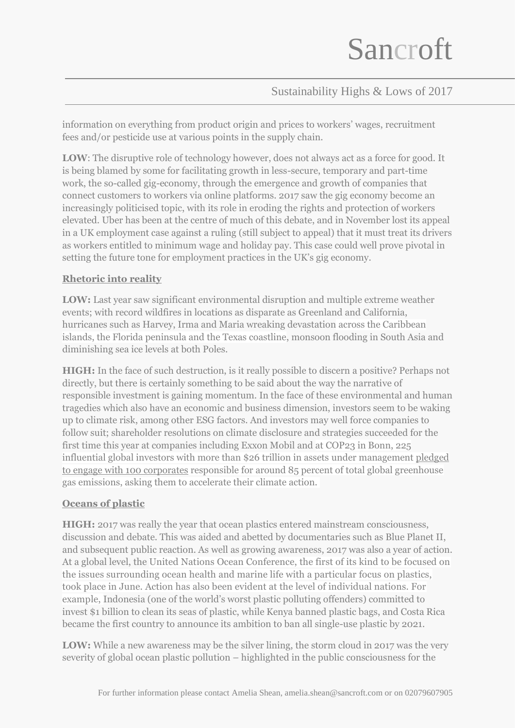information on everything from product origin and prices to workers' wages, recruitment fees and/or pesticide use at various points in the supply chain.

**LOW**: The disruptive role of technology however, does not always act as a force for good. It is being blamed by some for facilitating growth in less-secure, temporary and part-time work, the so-called gig-economy, through the emergence and growth of companies that connect customers to workers via online platforms. 2017 saw the gig economy become an increasingly politicised topic, with its role in eroding the rights and protection of workers elevated. Uber has been at the centre of much of this debate, and in November lost its appeal in a UK employment case against a ruling (still subject to appeal) that it must treat its drivers as workers entitled to minimum wage and holiday pay. This case could well prove pivotal in setting the future tone for employment practices in the UK's gig economy.

**Rhetoric into reality**

**LOW:** Last year saw significant environmental disruption and multiple extreme weather events; with record wildfires in locations as disparate as Greenland and California, hurricanes such as Harvey, Irma and Maria wreaking devastation across the Caribbean islands, the Florida peninsula and the Texas coastline, monsoon flooding in South Asia and diminishing sea ice levels at both Poles.

**HIGH:** In the face of such destruction, is it really possible to discern a positive? Perhaps not directly, but there is certainly something to be said about the way the narrative of responsible investment is gaining momentum. In the face of these environmental and human tragedies which also have an economic and business dimension, investors seem to be waking up to climate risk, among other ESG factors. And investors may well force companies to follow suit; shareholder resolutions on climate disclosure and strategies succeeded for the first time this year at companies including Exxon Mobil and at COP23 in Bonn, 225 influential global investors with more than $26 trillion in assets under management pledged to engage with 100 corporates responsible for around 85 percent of total global greenhouse gas emissions, asking them to accelerate their climate action.

**Oceans of plastic**

**HIGH:** 2017 was really the year that ocean plastics entered mainstream consciousness, discussion and debate. This was aided and abetted by documentaries such as Blue Planet II, and subsequent public reaction. As well as growing awareness, 2017 was also a year of action. At a global level, the United Nations Ocean Conference, the first of its kind to be focused on the issues surrounding ocean health and marine life with a particular focus on plastics, took place in June. Action has also been evident at the level of individual nations. For example, Indonesia (one of the world's worst plastic polluting offenders) committed to invest $1 billion to clean its seas of plastic, while Kenya banned plastic bags, and Costa Rica became the first country to announce its ambition to ban all single-use plastic by 2021.

**LOW:** While a new awareness may be the silver lining, the storm cloud in 2017 was the very severity of global ocean plastic pollution – highlighted in the public consciousness for the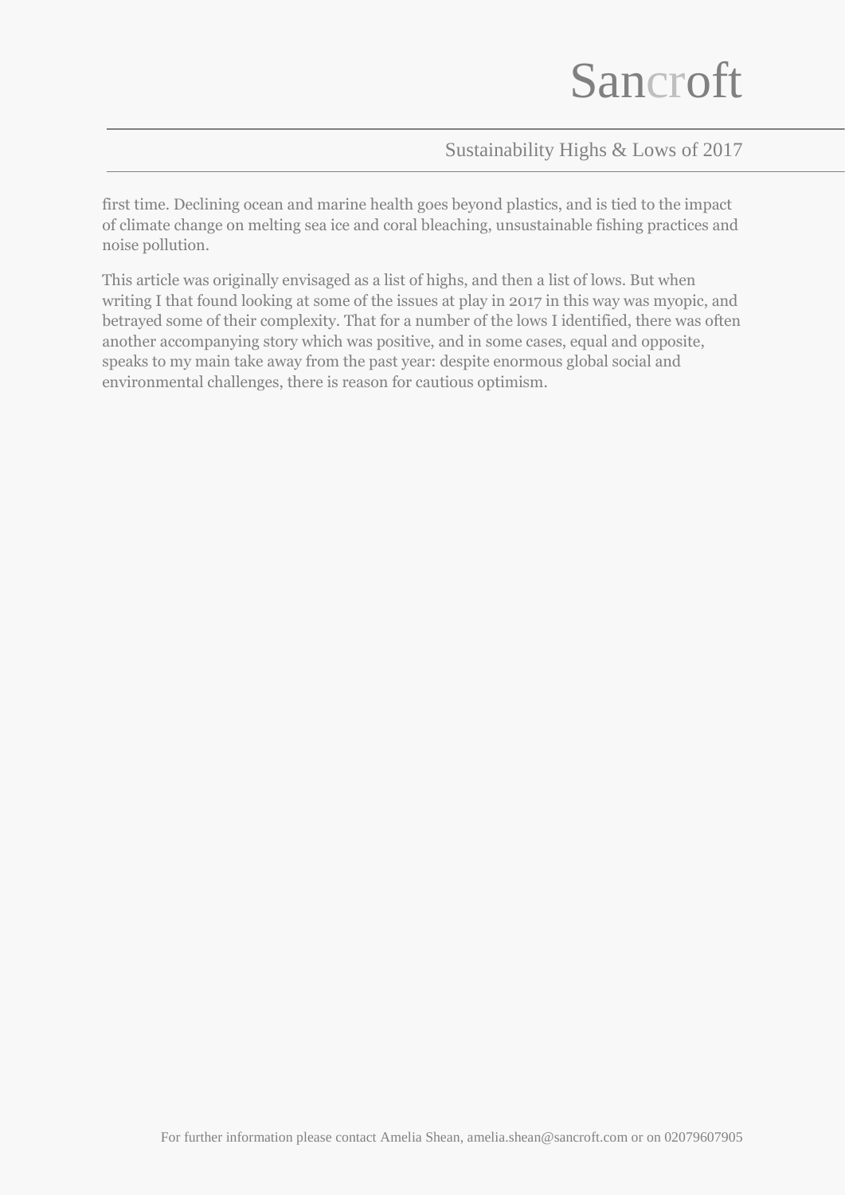first time. Declining ocean and marine health goes beyond plastics, and is tied to the impact of climate change on melting sea ice and coral bleaching, unsustainable fishing practices and noise pollution.

This article was originally envisaged as a list of highs, and then a list of lows. But when writing I that found looking at some of the issues at play in 2017 in this way was myopic, and betrayed some of their complexity. That for a number of the lows I identified, there was often another accompanying story which was positive, and in some cases, equal and opposite, speaks to my main take away from the past year: despite enormous global social and environmental challenges, there is reason for cautious optimism.